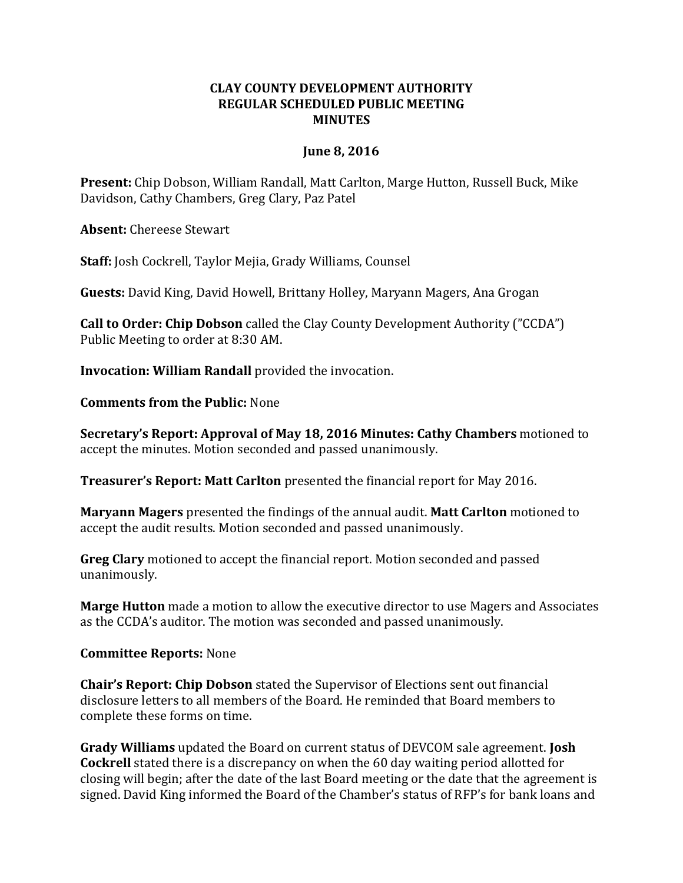# CLAY COUNTY DEVELOPMENT AUTHORITY
## REGULAR SCHEDULED PUBLIC MEETING
## MINUTES

**June 8, 2016**

**Present:** Chip Dobson, William Randall, Matt Carlton, Marge Hutton, Russell Buck, Mike Davidson, Cathy Chambers, Greg Clary, Paz Patel

**Absent:** Chereese Stewart

**Staff:** Josh Cockrell, Taylor Mejia, Grady Williams, Counsel

**Guests:** David King, David Howell, Brittany Holley, Maryann Magers, Ana Grogan

**Call to Order: Chip Dobson** called the Clay County Development Authority ("CCDA") Public Meeting to order at 8:30 AM.

**Invocation: William Randall** provided the invocation.

**Comments from the Public:** None

**Secretary's Report: Approval of May 18, 2016 Minutes: Cathy Chambers** motioned to accept the minutes. Motion seconded and passed unanimously.

**Treasurer's Report: Matt Carlton** presented the financial report for May 2016.

**Maryann Magers** presented the findings of the annual audit. **Matt Carlton** motioned to accept the audit results. Motion seconded and passed unanimously.

**Greg Clary** motioned to accept the financial report. Motion seconded and passed unanimously.

**Marge Hutton** made a motion to allow the executive director to use Magers and Associates as the CCDA's auditor. The motion was seconded and passed unanimously.

**Committee Reports:** None

**Chair's Report: Chip Dobson** stated the Supervisor of Elections sent out financial disclosure letters to all members of the Board. He reminded that Board members to complete these forms on time.

**Grady Williams** updated the Board on current status of DEVCOM sale agreement. **Josh Cockrell** stated there is a discrepancy on when the 60 day waiting period allotted for closing will begin; after the date of the last Board meeting or the date that the agreement is signed. David King informed the Board of the Chamber's status of RFP's for bank loans and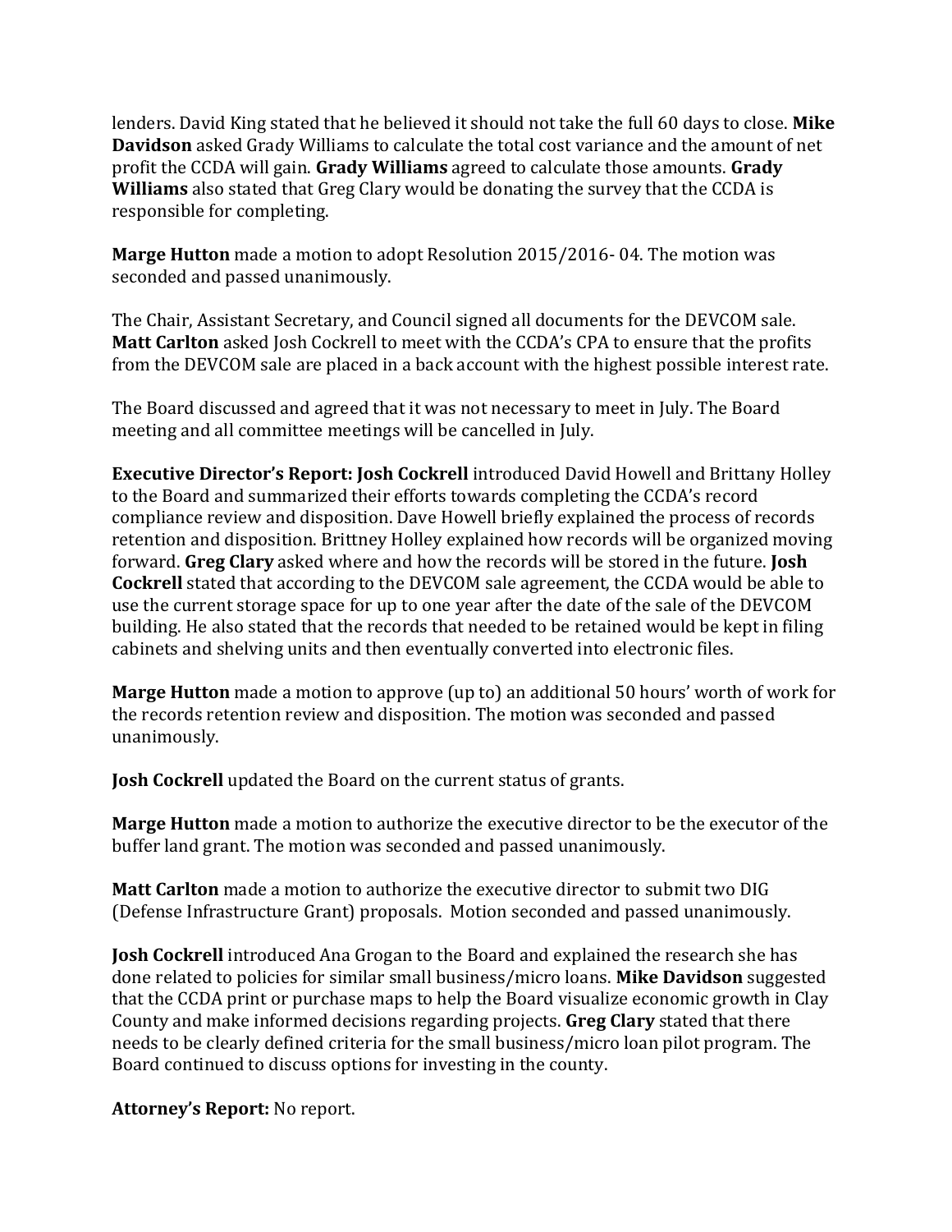lenders. David King stated that he believed it should not take the full 60 days to close. **Mike Davidson** asked Grady Williams to calculate the total cost variance and the amount of net profit the CCDA will gain. **Grady Williams** agreed to calculate those amounts. **Grady Williams** also stated that Greg Clary would be donating the survey that the CCDA is responsible for completing.

**Marge Hutton** made a motion to adopt Resolution 2015/2016- 04. The motion was seconded and passed unanimously.

The Chair, Assistant Secretary, and Council signed all documents for the DEVCOM sale. **Matt Carlton** asked Josh Cockrell to meet with the CCDA's CPA to ensure that the profits from the DEVCOM sale are placed in a back account with the highest possible interest rate.

The Board discussed and agreed that it was not necessary to meet in July. The Board meeting and all committee meetings will be cancelled in July.

**Executive Director's Report: Josh Cockrell** introduced David Howell and Brittany Holley to the Board and summarized their efforts towards completing the CCDA's record compliance review and disposition. Dave Howell briefly explained the process of records retention and disposition. Brittney Holley explained how records will be organized moving forward. **Greg Clary** asked where and how the records will be stored in the future. **Josh Cockrell** stated that according to the DEVCOM sale agreement, the CCDA would be able to use the current storage space for up to one year after the date of the sale of the DEVCOM building. He also stated that the records that needed to be retained would be kept in filing cabinets and shelving units and then eventually converted into electronic files.

**Marge Hutton** made a motion to approve (up to) an additional 50 hours' worth of work for the records retention review and disposition. The motion was seconded and passed unanimously.

**Josh Cockrell** updated the Board on the current status of grants.

**Marge Hutton** made a motion to authorize the executive director to be the executor of the buffer land grant. The motion was seconded and passed unanimously.

**Matt Carlton** made a motion to authorize the executive director to submit two DIG (Defense Infrastructure Grant) proposals. Motion seconded and passed unanimously.

**Josh Cockrell** introduced Ana Grogan to the Board and explained the research she has done related to policies for similar small business/micro loans. **Mike Davidson** suggested that the CCDA print or purchase maps to help the Board visualize economic growth in Clay County and make informed decisions regarding projects. **Greg Clary** stated that there needs to be clearly defined criteria for the small business/micro loan pilot program. The Board continued to discuss options for investing in the county.

**Attorney's Report:** No report.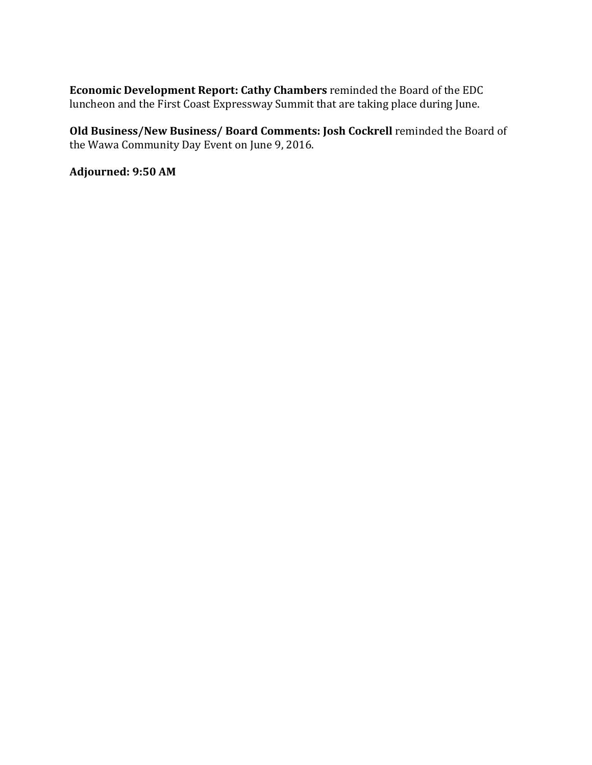**Economic Development Report: Cathy Chambers** reminded the Board of the EDC luncheon and the First Coast Expressway Summit that are taking place during June.

**Old Business/New Business/ Board Comments: Josh Cockrell** reminded the Board of the Wawa Community Day Event on June 9, 2016.

**Adjourned: 9:50 AM**